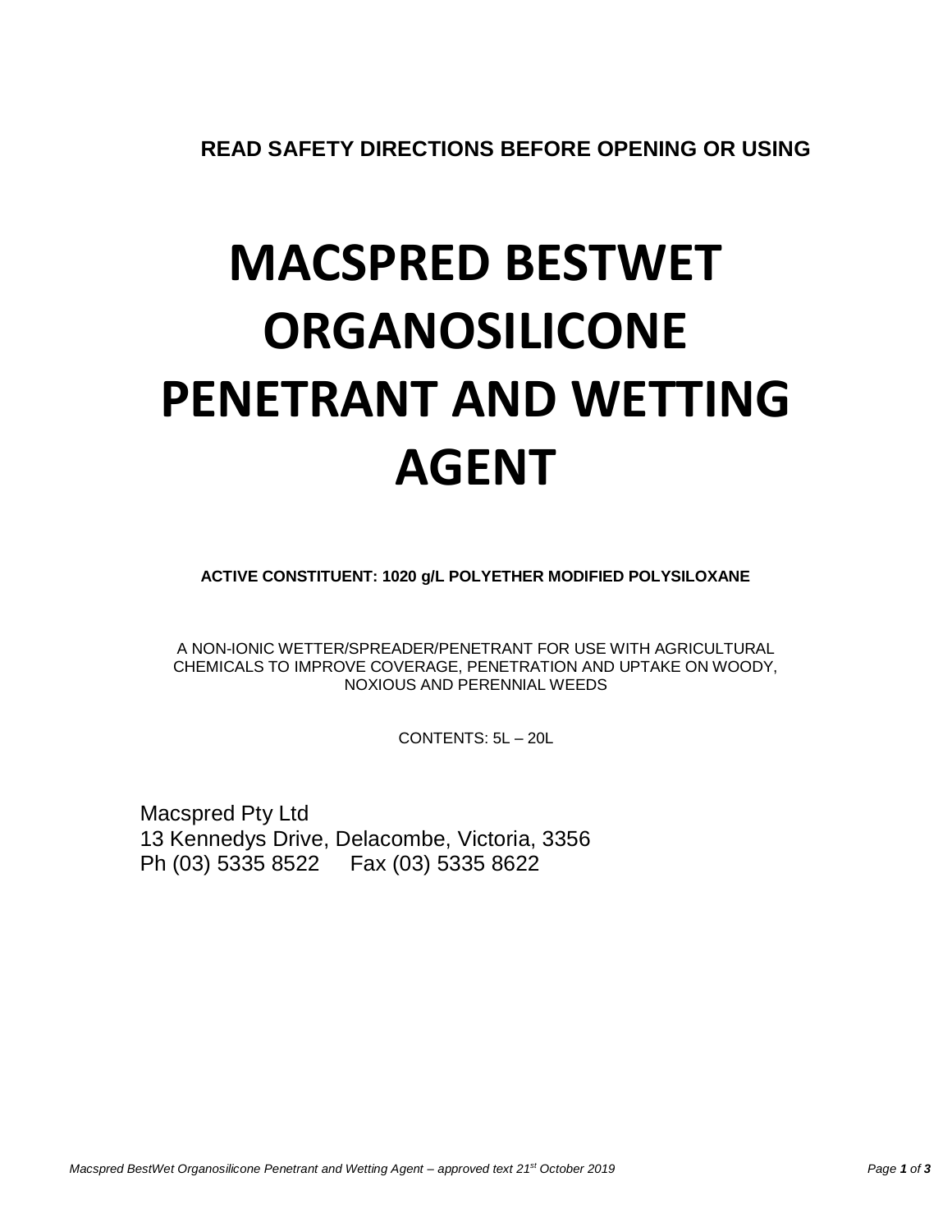**READ SAFETY DIRECTIONS BEFORE OPENING OR USING**

# MACSPRED BESTWET ORGANOSILICONE PENETRANT AND WETTING AGENT

**ACTIVE CONSTITUENT: 1020 g/L POLYETHER MODIFIED POLYSILOXANE**

A NON-IONIC WETTER/SPREADER/PENETRANT FOR USE WITH AGRICULTURAL CHEMICALS TO IMPROVE COVERAGE, PENETRATION AND UPTAKE ON WOODY, NOXIOUS AND PERENNIAL WEEDS

CONTENTS: 5L – 20L

Macspred Pty Ltd
13 Kennedys Drive, Delacombe, Victoria, 3356
Ph (03) 5335 8522 Fax (03) 5335 8622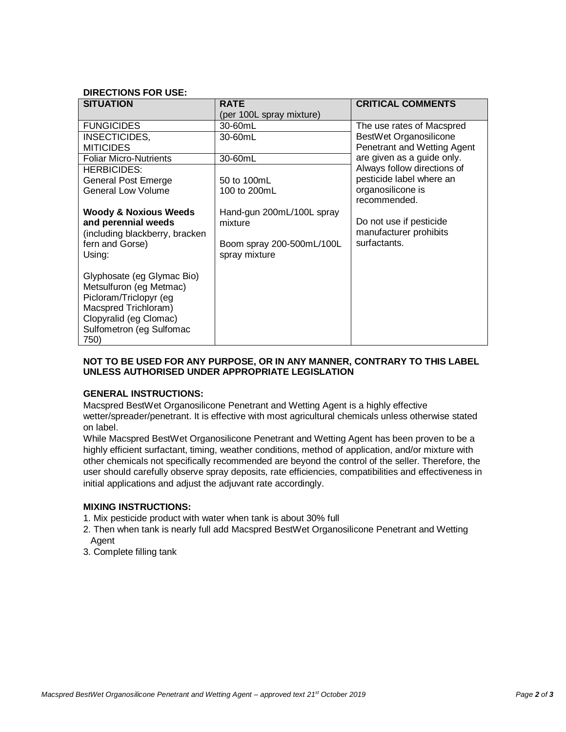**DIRECTIONS FOR USE:**

| SITUATION | RATE (per 100L spray mixture) | CRITICAL COMMENTS |
|---|---|---|
| FUNGICIDES | 30-60mL | The use rates of Macspred BestWet Organosilicone Penetrant and Wetting Agent are given as a guide only. Always follow directions of pesticide label where an organosilicone is recommended.<br><br>Do not use if pesticide manufacturer prohibits surfactants. |
| INSECTICIDES, MITICIDES | 30-60mL | |
| Foliar Micro-Nutrients | 30-60mL | |
| HERBICIDES:<br>General Post Emerge<br>General Low Volume<br><br>**Woody & Noxious Weeds and perennial weeds** (including blackberry, bracken fern and Gorse)<br>Using:<br><br>Glyphosate (eg Glymac Bio)<br>Metsulfuron (eg Metmac)<br>Picloram/Triclopyr (eg Macspred Trichloram)<br>Clopyralid (eg Clomac)<br>Sulfometron (eg Sulfomac 750) | <br>50 to 100mL<br>100 to 200mL<br><br>Hand-gun 200mL/100L spray mixture<br><br>Boom spray 200-500mL/100L spray mixture | |

**NOT TO BE USED FOR ANY PURPOSE, OR IN ANY MANNER, CONTRARY TO THIS LABEL UNLESS AUTHORISED UNDER APPROPRIATE LEGISLATION**

**GENERAL INSTRUCTIONS:**

Macspred BestWet Organosilicone Penetrant and Wetting Agent is a highly effective wetter/spreader/penetrant. It is effective with most agricultural chemicals unless otherwise stated on label.

While Macspred BestWet Organosilicone Penetrant and Wetting Agent has been proven to be a highly efficient surfactant, timing, weather conditions, method of application, and/or mixture with other chemicals not specifically recommended are beyond the control of the seller. Therefore, the user should carefully observe spray deposits, rate efficiencies, compatibilities and effectiveness in initial applications and adjust the adjuvant rate accordingly.

**MIXING INSTRUCTIONS:**

1. Mix pesticide product with water when tank is about 30% full
2. Then when tank is nearly full add Macspred BestWet Organosilicone Penetrant and Wetting Agent
3. Complete filling tank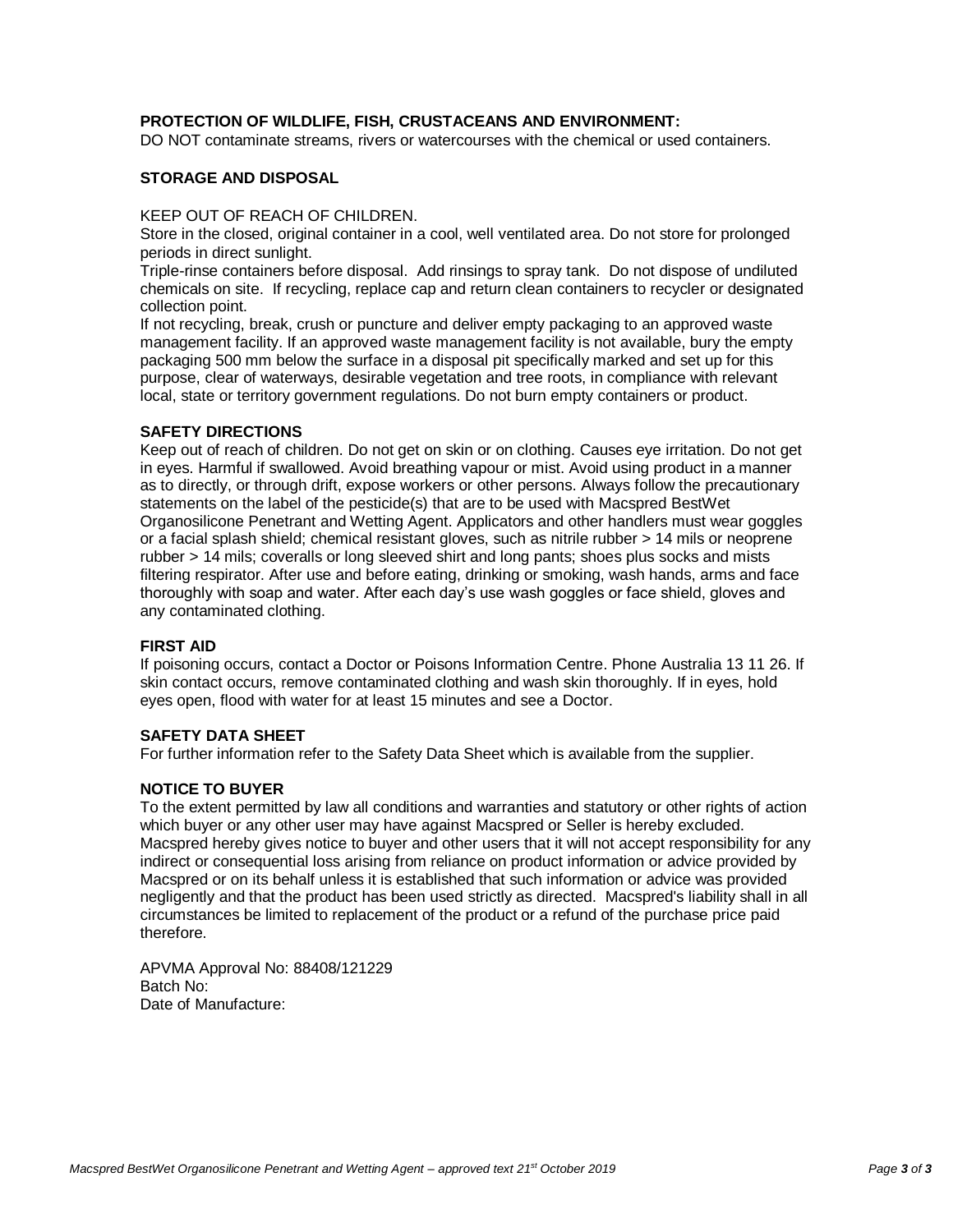**PROTECTION OF WILDLIFE, FISH, CRUSTACEANS AND ENVIRONMENT:**
DO NOT contaminate streams, rivers or watercourses with the chemical or used containers.

**STORAGE AND DISPOSAL**

KEEP OUT OF REACH OF CHILDREN.
Store in the closed, original container in a cool, well ventilated area. Do not store for prolonged periods in direct sunlight.
Triple-rinse containers before disposal. Add rinsings to spray tank. Do not dispose of undiluted chemicals on site. If recycling, replace cap and return clean containers to recycler or designated collection point.
If not recycling, break, crush or puncture and deliver empty packaging to an approved waste management facility. If an approved waste management facility is not available, bury the empty packaging 500 mm below the surface in a disposal pit specifically marked and set up for this purpose, clear of waterways, desirable vegetation and tree roots, in compliance with relevant local, state or territory government regulations. Do not burn empty containers or product.

**SAFETY DIRECTIONS**
Keep out of reach of children. Do not get on skin or on clothing. Causes eye irritation. Do not get in eyes. Harmful if swallowed. Avoid breathing vapour or mist. Avoid using product in a manner as to directly, or through drift, expose workers or other persons. Always follow the precautionary statements on the label of the pesticide(s) that are to be used with Macspred BestWet Organosilicone Penetrant and Wetting Agent. Applicators and other handlers must wear goggles or a facial splash shield; chemical resistant gloves, such as nitrile rubber > 14 mils or neoprene rubber > 14 mils; coveralls or long sleeved shirt and long pants; shoes plus socks and mists filtering respirator. After use and before eating, drinking or smoking, wash hands, arms and face thoroughly with soap and water. After each day's use wash goggles or face shield, gloves and any contaminated clothing.

**FIRST AID**
If poisoning occurs, contact a Doctor or Poisons Information Centre. Phone Australia 13 11 26. If skin contact occurs, remove contaminated clothing and wash skin thoroughly. If in eyes, hold eyes open, flood with water for at least 15 minutes and see a Doctor.

**SAFETY DATA SHEET**
For further information refer to the Safety Data Sheet which is available from the supplier.

**NOTICE TO BUYER**
To the extent permitted by law all conditions and warranties and statutory or other rights of action which buyer or any other user may have against Macspred or Seller is hereby excluded. Macspred hereby gives notice to buyer and other users that it will not accept responsibility for any indirect or consequential loss arising from reliance on product information or advice provided by Macspred or on its behalf unless it is established that such information or advice was provided negligently and that the product has been used strictly as directed. Macspred's liability shall in all circumstances be limited to replacement of the product or a refund of the purchase price paid therefore.

APVMA Approval No: 88408/121229
Batch No:
Date of Manufacture: